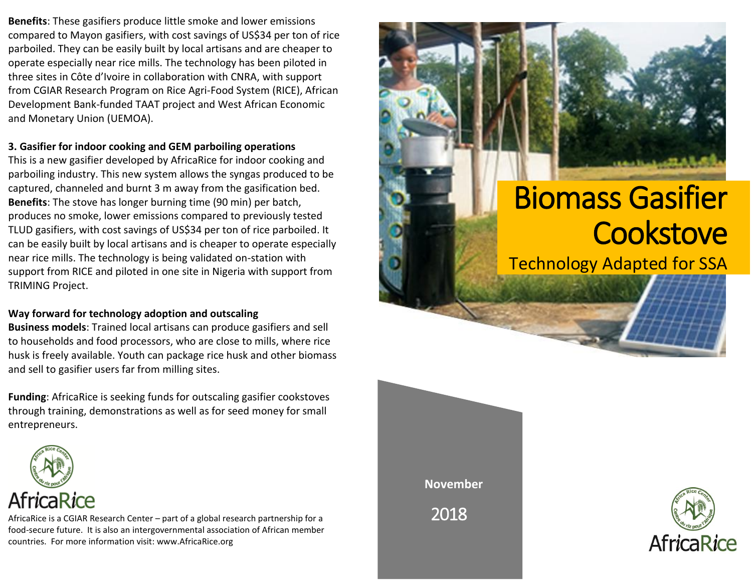**Benefits**: These gasifiers produce little smoke and lower emissions compared to Mayon gasifiers, with cost savings of US$34 per ton of rice parboiled. They can be easily built by local artisans and are cheaper to operate especially near rice mills. The technology has been piloted in three sites in Côte d'Ivoire in collaboration with CNRA, with support from CGIAR Research Program on Rice Agri-Food System (RICE), African Development Bank-funded TAAT project and West African Economic and Monetary Union (UEMOA).

**3. Gasifier for indoor cooking and GEM parboiling operations**

This is a new gasifier developed by AfricaRice for indoor cooking and parboiling industry. This new system allows the syngas produced to be captured, channeled and burnt 3 m away from the gasification bed. **Benefits**: The stove has longer burning time (90 min) per batch, produces no smoke, lower emissions compared to previously tested TLUD gasifiers, with cost savings of US$34 per ton of rice parboiled. It can be easily built by local artisans and is cheaper to operate especially near rice mills. The technology is being validated on-station with support from RICE and piloted in one site in Nigeria with support from TRIMING Project.

**Way forward for technology adoption and outscaling**

**Business models**: Trained local artisans can produce gasifiers and sell to households and food processors, who are close to mills, where rice husk is freely available. Youth can package rice husk and other biomass and sell to gasifier users far from milling sites.

**Funding**: AfricaRice is seeking funds for outscaling gasifier cookstoves through training, demonstrations as well as for seed money for small entrepreneurs.

AfricaRice

AfricaRice is a CGIAR Research Center – part of a global research partnership for a food-secure future. It is also an intergovernmental association of African member countries. For more information visit: www.AfricaRice.org

# Biomass Gasifier Cookstove

## Technology Adapted for SSA

**November**

2018

AfricaRice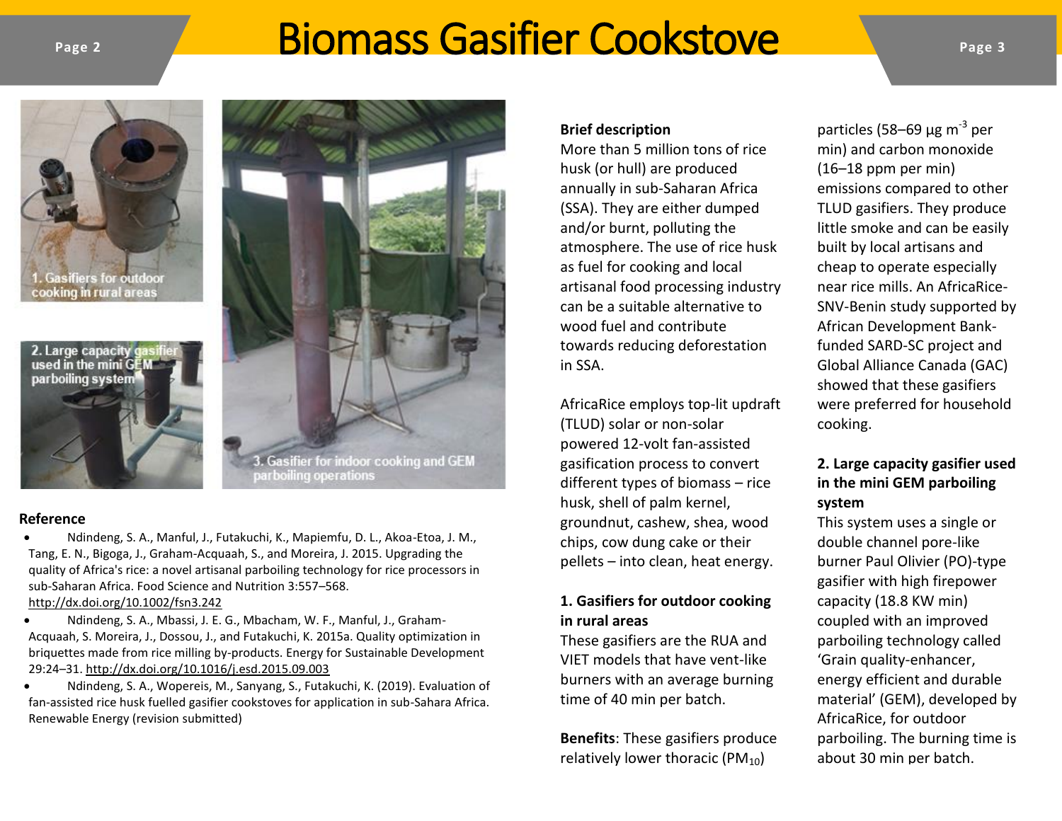# Biomass Gasifier Cookstove

1. Gasifiers for outdoor cooking in rural areas

2. Large capacity gasifier used in the mini GEM parboiling system

3. Gasifier for indoor cooking and GEM parboiling operations

## Reference

- Ndindeng, S. A., Manful, J., Futakuchi, K., Mapiemfu, D. L., Akoa-Etoa, J. M., Tang, E. N., Bigoga, J., Graham-Acquaah, S., and Moreira, J. 2015. Upgrading the quality of Africa's rice: a novel artisanal parboiling technology for rice processors in sub-Saharan Africa. Food Science and Nutrition 3:557–568. http://dx.doi.org/10.1002/fsn3.242
- Ndindeng, S. A., Mbassi, J. E. G., Mbacham, W. F., Manful, J., Graham-Acquaah, S. Moreira, J., Dossou, J., and Futakuchi, K. 2015a. Quality optimization in briquettes made from rice milling by-products. Energy for Sustainable Development 29:24–31. http://dx.doi.org/10.1016/j.esd.2015.09.003
- Ndindeng, S. A., Wopereis, M., Sanyang, S., Futakuchi, K. (2019). Evaluation of fan-assisted rice husk fuelled gasifier cookstoves for application in sub-Sahara Africa. Renewable Energy (revision submitted)

**Brief description**

More than 5 million tons of rice husk (or hull) are produced annually in sub-Saharan Africa (SSA). They are either dumped and/or burnt, polluting the atmosphere. The use of rice husk as fuel for cooking and local artisanal food processing industry can be a suitable alternative to wood fuel and contribute towards reducing deforestation in SSA.

AfricaRice employs top-lit updraft (TLUD) solar or non-solar powered 12-volt fan-assisted gasification process to convert different types of biomass – rice husk, shell of palm kernel, groundnut, cashew, shea, wood chips, cow dung cake or their pellets – into clean, heat energy.

**1. Gasifiers for outdoor cooking in rural areas**

These gasifiers are the RUA and VIET models that have vent-like burners with an average burning time of 40 min per batch.

**Benefits**: These gasifiers produce relatively lower thoracic ($PM_{10}$) particles (58–69 μg $m^{-3}$ per min) and carbon monoxide (16–18 ppm per min) emissions compared to other TLUD gasifiers. They produce little smoke and can be easily built by local artisans and cheap to operate especially near rice mills. An AfricaRice-SNV-Benin study supported by African Development Bank-funded SARD-SC project and Global Alliance Canada (GAC) showed that these gasifiers were preferred for household cooking.

**2. Large capacity gasifier used in the mini GEM parboiling system**

This system uses a single or double channel pore-like burner Paul Olivier (PO)-type gasifier with high firepower capacity (18.8 KW min) coupled with an improved parboiling technology called 'Grain quality-enhancer, energy efficient and durable material' (GEM), developed by AfricaRice, for outdoor parboiling. The burning time is about 30 min per batch.